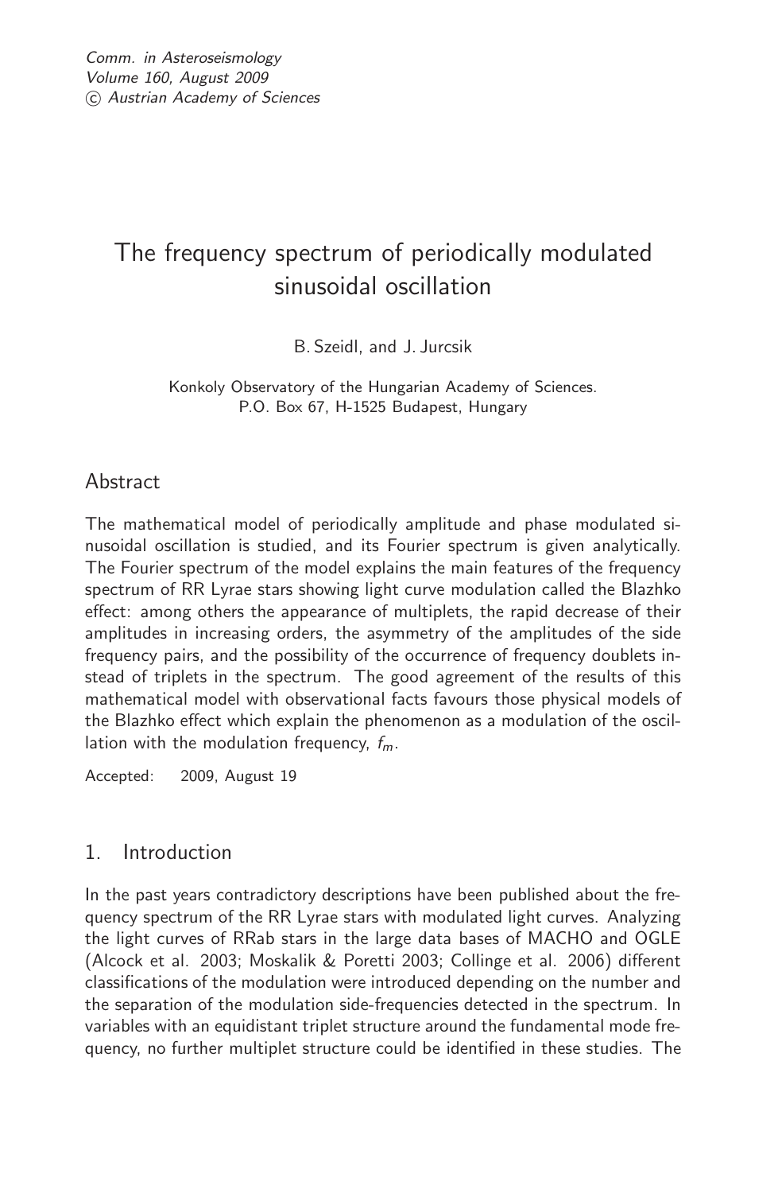# The frequency spectrum of periodically modulated sinusoidal oscillation

B. Szeidl, and J. Jurcsik

Konkoly Observatory of the Hungarian Academy of Sciences.
P.O. Box 67, H-1525 Budapest, Hungary

## Abstract

The mathematical model of periodically amplitude and phase modulated sinusoidal oscillation is studied, and its Fourier spectrum is given analytically. The Fourier spectrum of the model explains the main features of the frequency spectrum of RR Lyrae stars showing light curve modulation called the Blazhko effect: among others the appearance of multiplets, the rapid decrease of their amplitudes in increasing orders, the asymmetry of the amplitudes of the side frequency pairs, and the possibility of the occurrence of frequency doublets instead of triplets in the spectrum. The good agreement of the results of this mathematical model with observational facts favours those physical models of the Blazhko effect which explain the phenomenon as a modulation of the oscillation with the modulation frequency, $f_m$.

Accepted: 2009, August 19

## 1. Introduction

In the past years contradictory descriptions have been published about the frequency spectrum of the RR Lyrae stars with modulated light curves. Analyzing the light curves of RRab stars in the large data bases of MACHO and OGLE (Alcock et al. 2003; Moskalik & Poretti 2003; Collinge et al. 2006) different classifications of the modulation were introduced depending on the number and the separation of the modulation side-frequencies detected in the spectrum. In variables with an equidistant triplet structure around the fundamental mode frequency, no further multiplet structure could be identified in these studies. The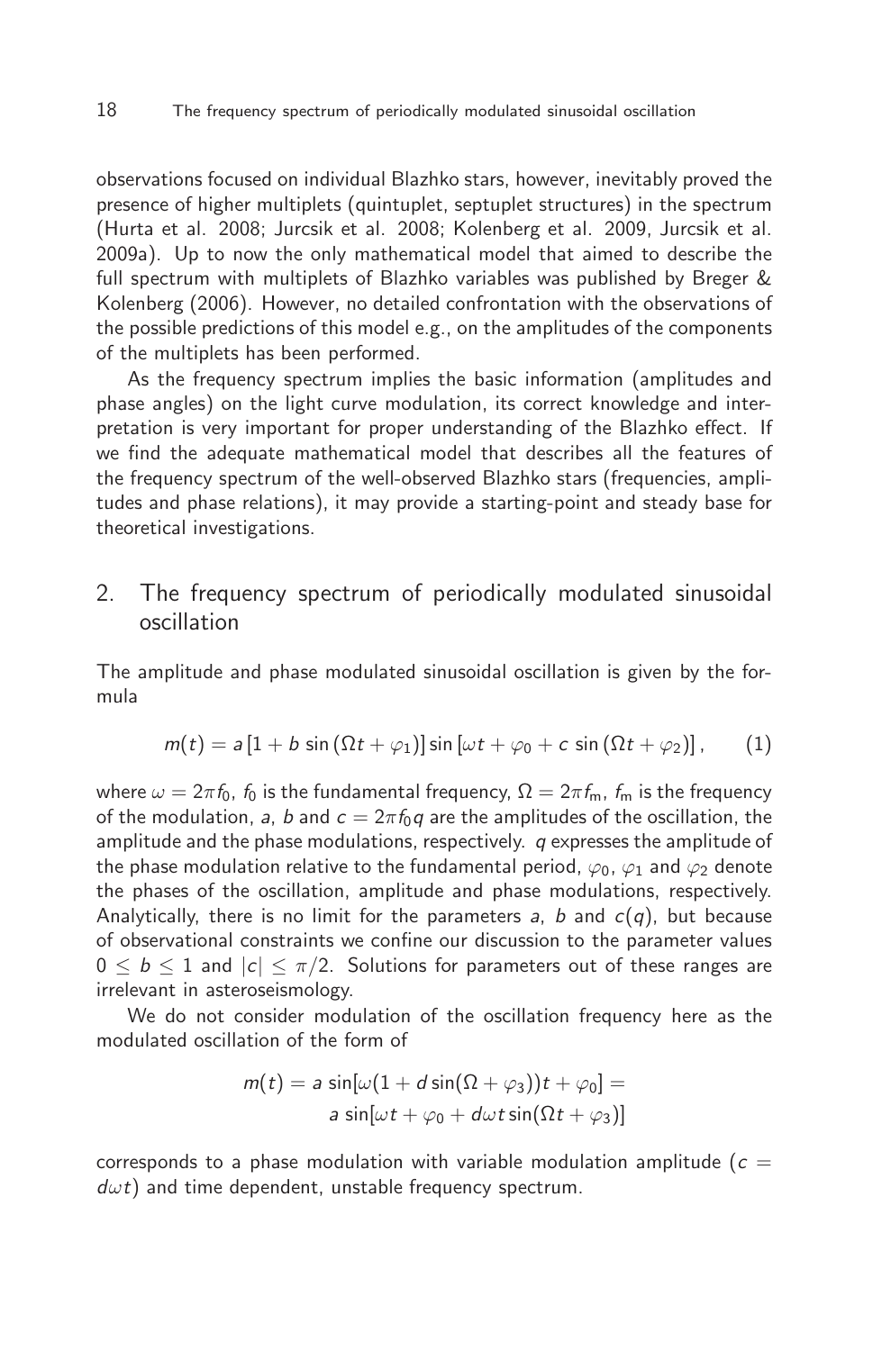observations focused on individual Blazhko stars, however, inevitably proved the presence of higher multiplets (quintuplet, septuplet structures) in the spectrum (Hurta et al. 2008; Jurcsik et al. 2008; Kolenberg et al. 2009, Jurcsik et al. 2009a). Up to now the only mathematical model that aimed to describe the full spectrum with multiplets of Blazhko variables was published by Breger & Kolenberg (2006). However, no detailed confrontation with the observations of the possible predictions of this model e.g., on the amplitudes of the components of the multiplets has been performed.

As the frequency spectrum implies the basic information (amplitudes and phase angles) on the light curve modulation, its correct knowledge and interpretation is very important for proper understanding of the Blazhko effect. If we find the adequate mathematical model that describes all the features of the frequency spectrum of the well-observed Blazhko stars (frequencies, amplitudes and phase relations), it may provide a starting-point and steady base for theoretical investigations.

## 2. The frequency spectrum of periodically modulated sinusoidal oscillation

The amplitude and phase modulated sinusoidal oscillation is given by the formula

$$m(t) = a\left[1 + b\,\sin\left(\Omega t + \varphi_1\right)\right]\sin\left[\omega t + \varphi_0 + c\,\sin\left(\Omega t + \varphi_2\right)\right], \qquad (1)$$

where $\omega = 2\pi f_0$, $f_0$ is the fundamental frequency, $\Omega = 2\pi f_{\mathrm{m}}$, $f_{\mathrm{m}}$ is the frequency of the modulation, $a$, $b$ and $c = 2\pi f_0 q$ are the amplitudes of the oscillation, the amplitude and the phase modulations, respectively. $q$ expresses the amplitude of the phase modulation relative to the fundamental period, $\varphi_0$, $\varphi_1$ and $\varphi_2$ denote the phases of the oscillation, amplitude and phase modulations, respectively. Analytically, there is no limit for the parameters $a$, $b$ and $c(q)$, but because of observational constraints we confine our discussion to the parameter values $0 \leq b \leq 1$ and $|c| \leq \pi/2$. Solutions for parameters out of these ranges are irrelevant in asteroseismology.

We do not consider modulation of the oscillation frequency here as the modulated oscillation of the form of

$$\begin{aligned} m(t) = a\,\sin[\omega(1 + d\sin(\Omega + \varphi_3))t + \varphi_0] = \\ a\,\sin[\omega t + \varphi_0 + d\omega t\sin(\Omega t + \varphi_3)] \end{aligned}$$

corresponds to a phase modulation with variable modulation amplitude ($c = d\omega t$) and time dependent, unstable frequency spectrum.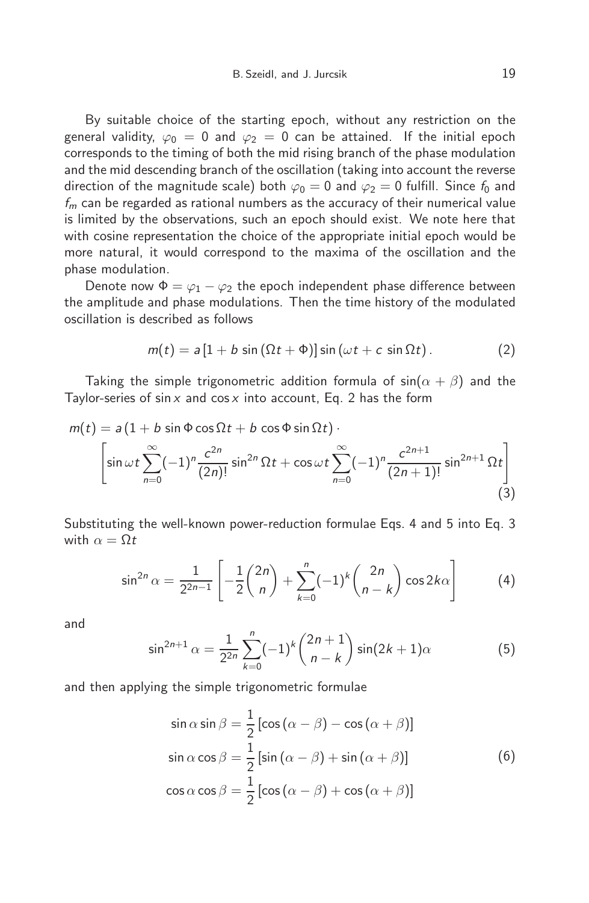By suitable choice of the starting epoch, without any restriction on the general validity, $\varphi_0 = 0$ and $\varphi_2 = 0$ can be attained. If the initial epoch corresponds to the timing of both the mid rising branch of the phase modulation and the mid descending branch of the oscillation (taking into account the reverse direction of the magnitude scale) both $\varphi_0 = 0$ and $\varphi_2 = 0$ fulfill. Since $f_0$ and $f_m$ can be regarded as rational numbers as the accuracy of their numerical value is limited by the observations, such an epoch should exist. We note here that with cosine representation the choice of the appropriate initial epoch would be more natural, it would correspond to the maxima of the oscillation and the phase modulation.

Denote now $\Phi = \varphi_1 - \varphi_2$ the epoch independent phase difference between the amplitude and phase modulations. Then the time history of the modulated oscillation is described as follows

$$m(t) = a\,[1 + b\,\sin(\Omega t + \Phi)]\sin(\omega t + c\,\sin\Omega t)\,. \tag{2}$$

Taking the simple trigonometric addition formula of $\sin(\alpha + \beta)$ and the Taylor-series of $\sin x$ and $\cos x$ into account, Eq. 2 has the form

$$m(t) = a\,(1 + b\sin\Phi\cos\Omega t + b\cos\Phi\sin\Omega t)\cdot \left[\sin\omega t\sum_{n=0}^{\infty}(-1)^n\frac{c^{2n}}{(2n)!}\sin^{2n}\Omega t + \cos\omega t\sum_{n=0}^{\infty}(-1)^n\frac{c^{2n+1}}{(2n+1)!}\sin^{2n+1}\Omega t\right] \tag{3}$$

Substituting the well-known power-reduction formulae Eqs. 4 and 5 into Eq. 3 with $\alpha = \Omega t$

$$\sin^{2n}\alpha = \frac{1}{2^{2n-1}}\left[-\frac{1}{2}\binom{2n}{n} + \sum_{k=0}^{n}(-1)^k\binom{2n}{n-k}\cos 2k\alpha\right] \tag{4}$$

and

$$\sin^{2n+1}\alpha = \frac{1}{2^{2n}}\sum_{k=0}^{n}(-1)^k\binom{2n+1}{n-k}\sin(2k+1)\alpha \tag{5}$$

and then applying the simple trigonometric formulae

$$\begin{aligned}
\sin\alpha\sin\beta &= \frac{1}{2}\left[\cos(\alpha-\beta) - \cos(\alpha+\beta)\right]\\
\sin\alpha\cos\beta &= \frac{1}{2}\left[\sin(\alpha-\beta) + \sin(\alpha+\beta)\right]\\
\cos\alpha\cos\beta &= \frac{1}{2}\left[\cos(\alpha-\beta) + \cos(\alpha+\beta)\right]
\end{aligned} \tag{6}$$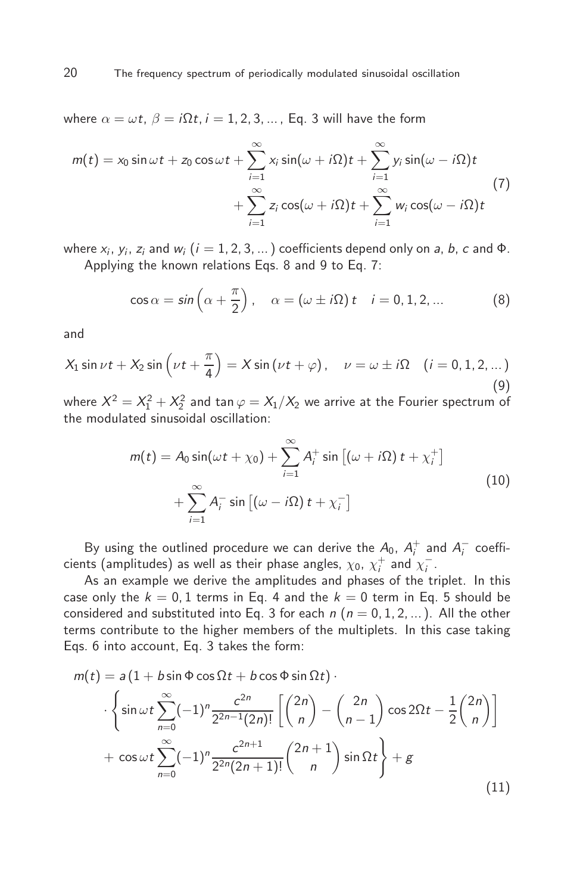where $\alpha = \omega t$, $\beta = i\Omega t$, $i = 1, 2, 3, \dots$, Eq. 3 will have the form

$$m(t) = x_0 \sin \omega t + z_0 \cos \omega t + \sum_{i=1}^{\infty} x_i \sin(\omega + i\Omega)t + \sum_{i=1}^{\infty} y_i \sin(\omega - i\Omega)t + \sum_{i=1}^{\infty} z_i \cos(\omega + i\Omega)t + \sum_{i=1}^{\infty} w_i \cos(\omega - i\Omega)t \tag{7}$$

where $x_i$, $y_i$, $z_i$ and $w_i$ $(i = 1, 2, 3, \dots)$ coefficients depend only on $a$, $b$, $c$ and $\Phi$.

Applying the known relations Eqs. 8 and 9 to Eq. 7:

$$\cos \alpha = sin\left(\alpha + \frac{\pi}{2}\right), \quad \alpha = (\omega \pm i\Omega)\, t \quad i = 0, 1, 2, \dots \tag{8}$$

and

$$X_1 \sin \nu t + X_2 \sin\left(\nu t + \frac{\pi}{4}\right) = X \sin(\nu t + \varphi), \quad \nu = \omega \pm i\Omega \quad (i = 0, 1, 2, \dots) \tag{9}$$

where $X^2 = X_1^2 + X_2^2$ and $\tan \varphi = X_1/X_2$ we arrive at the Fourier spectrum of the modulated sinusoidal oscillation:

$$m(t) = A_0 \sin(\omega t + \chi_0) + \sum_{i=1}^{\infty} A_i^+ \sin\left[(\omega + i\Omega)\, t + \chi_i^+\right] + \sum_{i=1}^{\infty} A_i^- \sin\left[(\omega - i\Omega)\, t + \chi_i^-\right] \tag{10}$$

By using the outlined procedure we can derive the $A_0$, $A_i^+$ and $A_i^-$ coefficients (amplitudes) as well as their phase angles, $\chi_0$, $\chi_i^+$ and $\chi_i^-$.

As an example we derive the amplitudes and phases of the triplet. In this case only the $k = 0, 1$ terms in Eq. 4 and the $k = 0$ term in Eq. 5 should be considered and substituted into Eq. 3 for each $n$ $(n = 0, 1, 2, \dots)$. All the other terms contribute to the higher members of the multiplets. In this case taking Eqs. 6 into account, Eq. 3 takes the form:

$$\begin{aligned} m(t) = {} & a\,(1 + b \sin \Phi \cos \Omega t + b \cos \Phi \sin \Omega t) \cdot \\ & \cdot \left\{ \sin \omega t \sum_{n=0}^{\infty} (-1)^n \frac{c^{2n}}{2^{2n-1}(2n)!} \left[ \binom{2n}{n} - \binom{2n}{n-1} \cos 2\Omega t - \frac{1}{2}\binom{2n}{n} \right] \right. \\ & \left. + \cos \omega t \sum_{n=0}^{\infty} (-1)^n \frac{c^{2n+1}}{2^{2n}(2n+1)!} \binom{2n+1}{n} \sin \Omega t \right\} + g \end{aligned} \tag{11}$$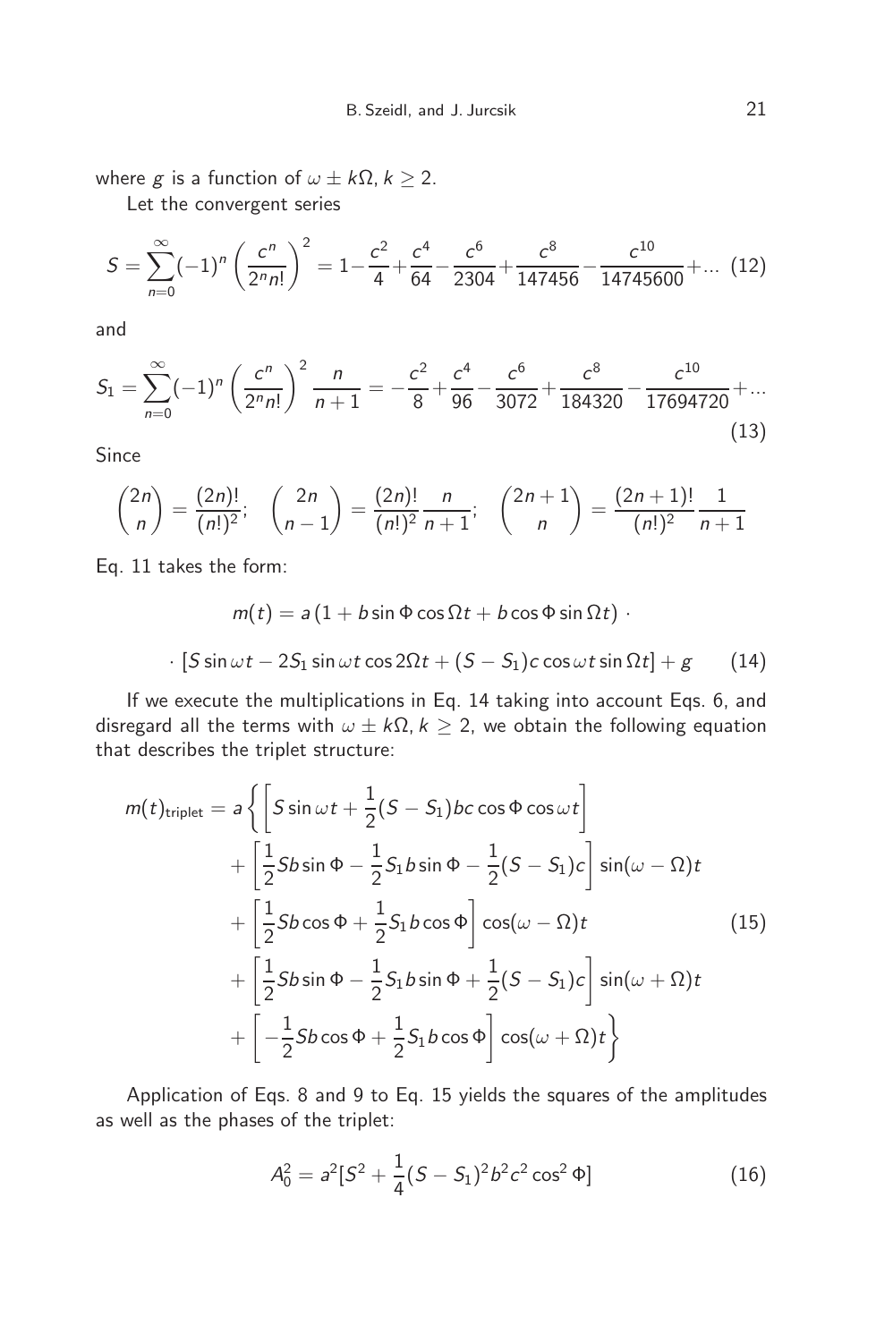where $g$ is a function of $\omega \pm k\Omega, k \geq 2$.

Let the convergent series

$$S = \sum_{n=0}^{\infty} (-1)^n \left( \frac{c^n}{2^n n!} \right)^2 = 1 - \frac{c^2}{4} + \frac{c^4}{64} - \frac{c^6}{2304} + \frac{c^8}{147456} - \frac{c^{10}}{14745600} + \dots \quad (12)$$

and

$$S_1 = \sum_{n=0}^{\infty} (-1)^n \left( \frac{c^n}{2^n n!} \right)^2 \frac{n}{n+1} = -\frac{c^2}{8} + \frac{c^4}{96} - \frac{c^6}{3072} + \frac{c^8}{184320} - \frac{c^{10}}{17694720} + \dots \quad (13)$$

Since

$$\binom{2n}{n} = \frac{(2n)!}{(n!)^2}; \quad \binom{2n}{n-1} = \frac{(2n)!}{(n!)^2} \frac{n}{n+1}; \quad \binom{2n+1}{n} = \frac{(2n+1)!}{(n!)^2} \frac{1}{n+1}$$

Eq. 11 takes the form:

$$m(t) = a \left( 1 + b \sin \Phi \cos \Omega t + b \cos \Phi \sin \Omega t \right) \cdot$$

$$\cdot \left[ S \sin \omega t - 2 S_1 \sin \omega t \cos 2\Omega t + (S - S_1) c \cos \omega t \sin \Omega t \right] + g \quad (14)$$

If we execute the multiplications in Eq. 14 taking into account Eqs. 6, and disregard all the terms with $\omega \pm k\Omega, k \geq 2$, we obtain the following equation that describes the triplet structure:

$$\begin{aligned} m(t)_{\text{triplet}} = a \Bigg\{ & \left[ S \sin \omega t + \frac{1}{2} (S - S_1) b c \cos \Phi \cos \omega t \right] \\ & + \left[ \frac{1}{2} S b \sin \Phi - \frac{1}{2} S_1 b \sin \Phi - \frac{1}{2} (S - S_1) c \right] \sin(\omega - \Omega) t \\ & + \left[ \frac{1}{2} S b \cos \Phi + \frac{1}{2} S_1 b \cos \Phi \right] \cos(\omega - \Omega) t \\ & + \left[ \frac{1}{2} S b \sin \Phi - \frac{1}{2} S_1 b \sin \Phi + \frac{1}{2} (S - S_1) c \right] \sin(\omega + \Omega) t \\ & + \left[ -\frac{1}{2} S b \cos \Phi + \frac{1}{2} S_1 b \cos \Phi \right] \cos(\omega + \Omega) t \Bigg\} \end{aligned} \quad (15)$$

Application of Eqs. 8 and 9 to Eq. 15 yields the squares of the amplitudes as well as the phases of the triplet:

$$A_0^2 = a^2 [S^2 + \frac{1}{4} (S - S_1)^2 b^2 c^2 \cos^2 \Phi] \quad (16)$$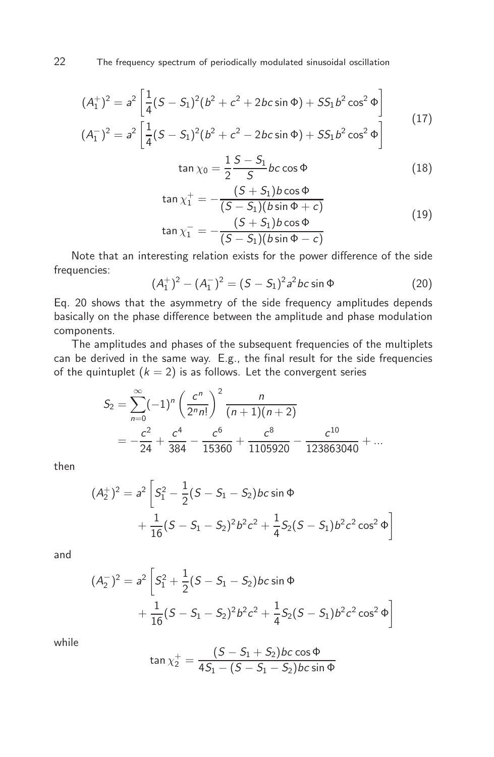$$
\begin{aligned}
(A_1^+)^2 &= a^2\left[\frac{1}{4}(S-S_1)^2(b^2+c^2+2bc\sin\Phi)+SS_1b^2\cos^2\Phi\right] \\
(A_1^-)^2 &= a^2\left[\frac{1}{4}(S-S_1)^2(b^2+c^2-2bc\sin\Phi)+SS_1b^2\cos^2\Phi\right]
\end{aligned}
\tag{17}
$$

$$
\tan\chi_0 = \frac{1}{2}\frac{S-S_1}{S}bc\cos\Phi \tag{18}
$$

$$
\begin{aligned}
\tan\chi_1^+ &= -\frac{(S+S_1)b\cos\Phi}{(S-S_1)(b\sin\Phi+c)} \\
\tan\chi_1^- &= -\frac{(S+S_1)b\cos\Phi}{(S-S_1)(b\sin\Phi-c)}
\end{aligned}
\tag{19}
$$

Note that an interesting relation exists for the power difference of the side frequencies:

$$
(A_1^+)^2-(A_1^-)^2 = (S-S_1)^2a^2bc\sin\Phi \tag{20}
$$

Eq. 20 shows that the asymmetry of the side frequency amplitudes depends basically on the phase difference between the amplitude and phase modulation components.

The amplitudes and phases of the subsequent frequencies of the multiplets can be derived in the same way. E.g., the final result for the side frequencies of the quintuplet ($k=2$) is as follows. Let the convergent series

$$
\begin{aligned}
S_2 &= \sum_{n=0}^{\infty}(-1)^n\left(\frac{c^n}{2^n n!}\right)^2\frac{n}{(n+1)(n+2)} \\
&= -\frac{c^2}{24}+\frac{c^4}{384}-\frac{c^6}{15360}+\frac{c^8}{1105920}-\frac{c^{10}}{123863040}+\ldots
\end{aligned}
$$

then

$$
\begin{aligned}
(A_2^+)^2 = a^2\Bigg[&S_1^2-\frac{1}{2}(S-S_1-S_2)bc\sin\Phi \\
&+\frac{1}{16}(S-S_1-S_2)^2b^2c^2+\frac{1}{4}S_2(S-S_1)b^2c^2\cos^2\Phi\Bigg]
\end{aligned}
$$

and

$$
\begin{aligned}
(A_2^-)^2 = a^2\Bigg[&S_1^2+\frac{1}{2}(S-S_1-S_2)bc\sin\Phi \\
&+\frac{1}{16}(S-S_1-S_2)^2b^2c^2+\frac{1}{4}S_2(S-S_1)b^2c^2\cos^2\Phi\Bigg]
\end{aligned}
$$

while

$$
\tan\chi_2^+ = \frac{(S-S_1+S_2)bc\cos\Phi}{4S_1-(S-S_1-S_2)bc\sin\Phi}
$$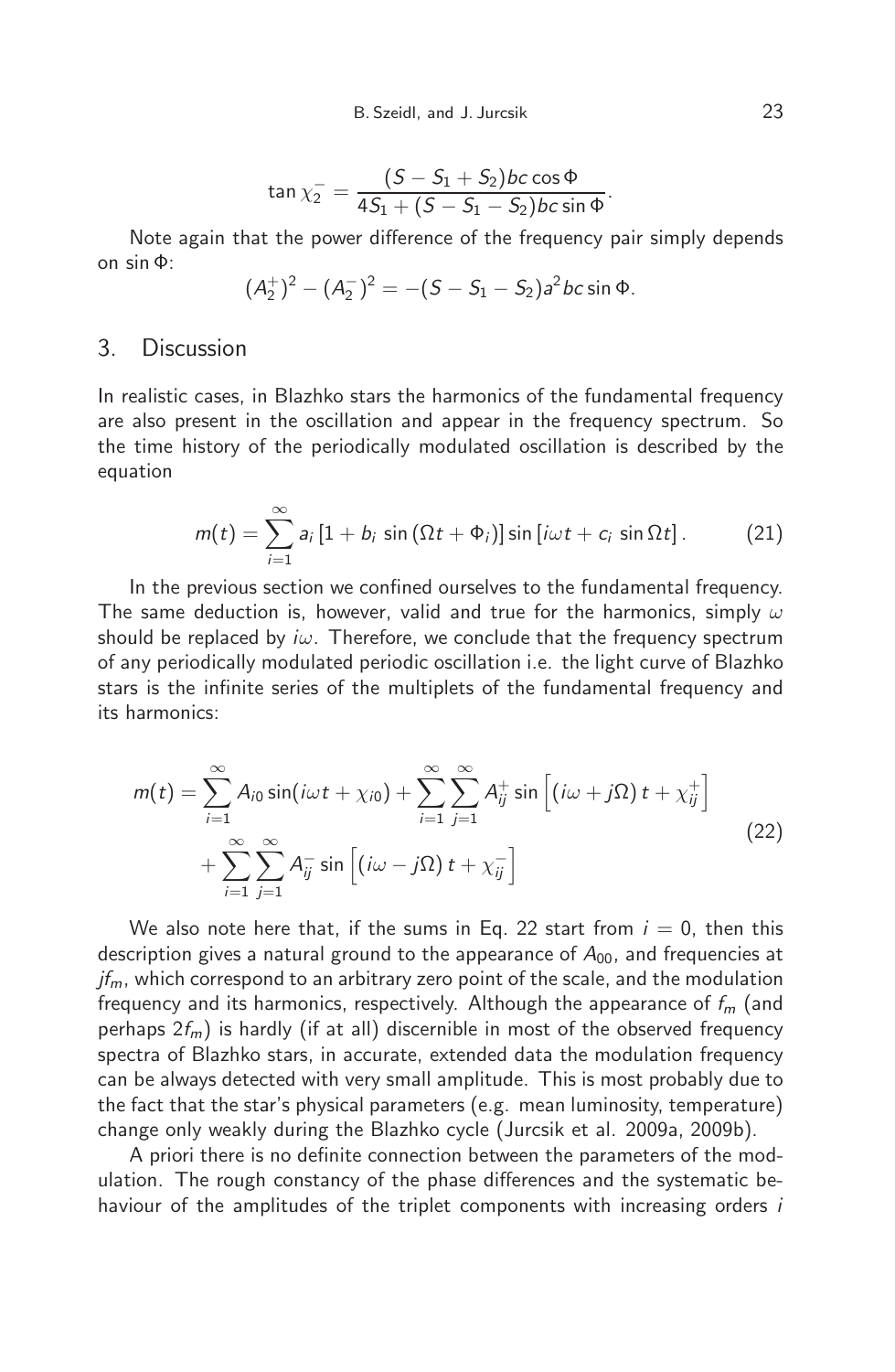$$\tan \chi_2^- = \frac{(S - S_1 + S_2)bc\cos\Phi}{4S_1 + (S - S_1 - S_2)bc\sin\Phi}.$$

Note again that the power difference of the frequency pair simply depends on $\sin\Phi$:

$$(A_2^+)^2 - (A_2^-)^2 = -(S - S_1 - S_2)a^2bc\sin\Phi.$$

## 3. Discussion

In realistic cases, in Blazhko stars the harmonics of the fundamental frequency are also present in the oscillation and appear in the frequency spectrum. So the time history of the periodically modulated oscillation is described by the equation

$$m(t) = \sum_{i=1}^{\infty} a_i \left[1 + b_i \sin\left(\Omega t + \Phi_i\right)\right] \sin\left[i\omega t + c_i \sin\Omega t\right]. \tag{21}$$

In the previous section we confined ourselves to the fundamental frequency. The same deduction is, however, valid and true for the harmonics, simply $\omega$ should be replaced by $i\omega$. Therefore, we conclude that the frequency spectrum of any periodically modulated periodic oscillation i.e. the light curve of Blazhko stars is the infinite series of the multiplets of the fundamental frequency and its harmonics:

$$\begin{aligned} m(t) = \sum_{i=1}^{\infty} A_{i0}\sin(i\omega t + \chi_{i0}) + \sum_{i=1}^{\infty}\sum_{j=1}^{\infty} A_{ij}^{+}\sin\left[\left(i\omega + j\Omega\right)t + \chi_{ij}^{+}\right] \\ + \sum_{i=1}^{\infty}\sum_{j=1}^{\infty} A_{ij}^{-}\sin\left[\left(i\omega - j\Omega\right)t + \chi_{ij}^{-}\right] \end{aligned} \tag{22}$$

We also note here that, if the sums in Eq. 22 start from $i = 0$, then this description gives a natural ground to the appearance of $A_{00}$, and frequencies at $jf_m$, which correspond to an arbitrary zero point of the scale, and the modulation frequency and its harmonics, respectively. Although the appearance of $f_m$ (and perhaps $2f_m$) is hardly (if at all) discernible in most of the observed frequency spectra of Blazhko stars, in accurate, extended data the modulation frequency can be always detected with very small amplitude. This is most probably due to the fact that the star's physical parameters (e.g. mean luminosity, temperature) change only weakly during the Blazhko cycle (Jurcsik et al. 2009a, 2009b).

A priori there is no definite connection between the parameters of the modulation. The rough constancy of the phase differences and the systematic behaviour of the amplitudes of the triplet components with increasing orders $i$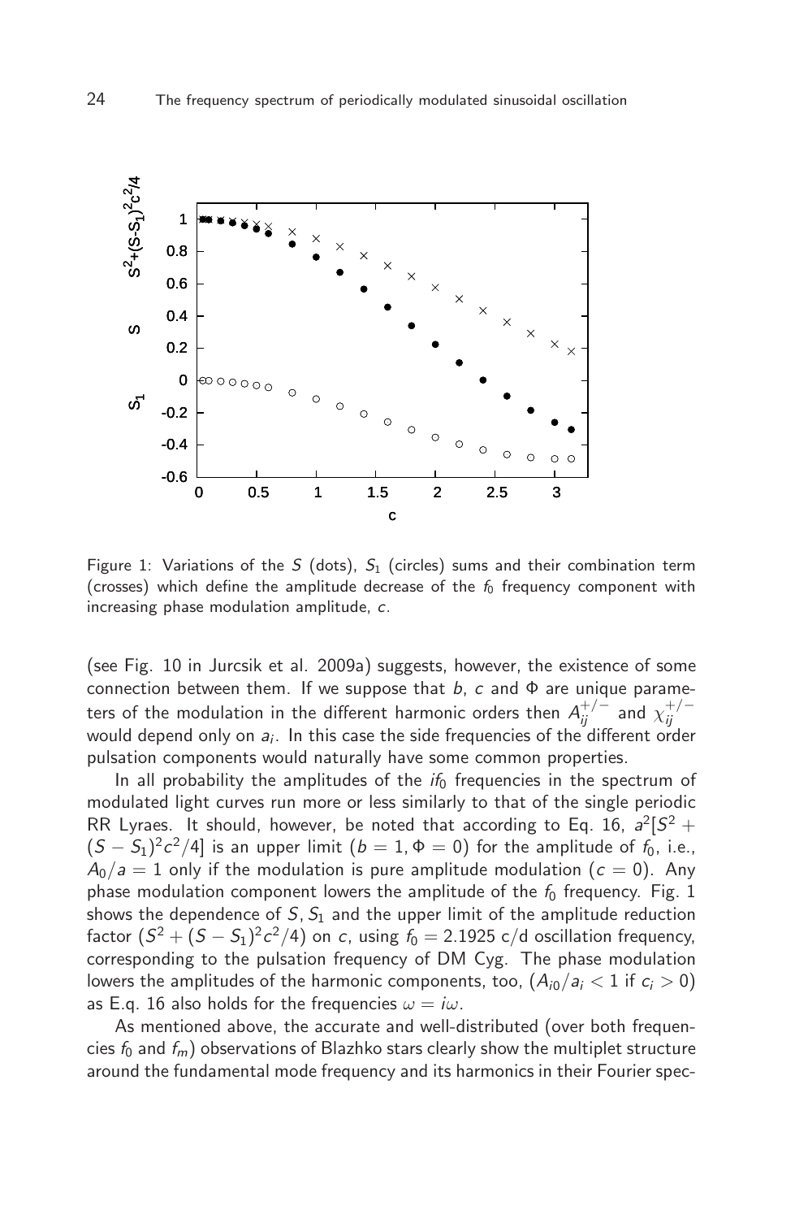Figure 1: Variations of the $S$ (dots), $S_1$ (circles) sums and their combination term (crosses) which define the amplitude decrease of the $f_0$ frequency component with increasing phase modulation amplitude, $c$.

(see Fig. 10 in Jurcsik et al. 2009a) suggests, however, the existence of some connection between them. If we suppose that $b$, $c$ and $\Phi$ are unique parameters of the modulation in the different harmonic orders then $A_{ij}^{+/-}$ and $\chi_{ij}^{+/-}$ would depend only on $a_i$. In this case the side frequencies of the different order pulsation components would naturally have some common properties.

In all probability the amplitudes of the $if_0$ frequencies in the spectrum of modulated light curves run more or less similarly to that of the single periodic RR Lyraes. It should, however, be noted that according to Eq. 16, $a^2[S^2 + (S - S_1)^2c^2/4]$ is an upper limit ($b = 1, \Phi = 0$) for the amplitude of $f_0$, i.e., $A_0/a = 1$ only if the modulation is pure amplitude modulation ($c = 0$). Any phase modulation component lowers the amplitude of the $f_0$ frequency. Fig. 1 shows the dependence of $S, S_1$ and the upper limit of the amplitude reduction factor $(S^2 + (S - S_1)^2c^2/4)$ on $c$, using $f_0 = 2.1925$ c/d oscillation frequency, corresponding to the pulsation frequency of DM Cyg. The phase modulation lowers the amplitudes of the harmonic components, too, ($A_{i0}/a_i < 1$ if $c_i > 0$) as E.q. 16 also holds for the frequencies $\omega = i\omega$.

As mentioned above, the accurate and well-distributed (over both frequencies $f_0$ and $f_m$) observations of Blazhko stars clearly show the multiplet structure around the fundamental mode frequency and its harmonics in their Fourier spec-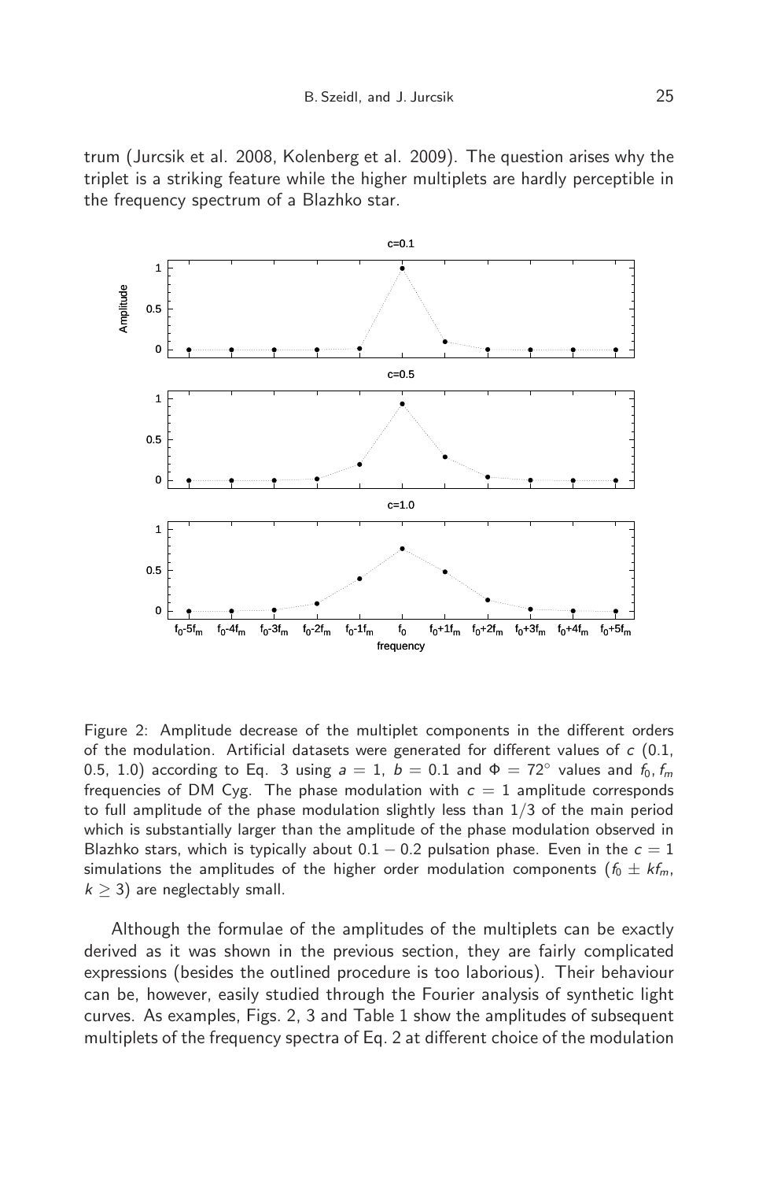trum (Jurcsik et al. 2008, Kolenberg et al. 2009). The question arises why the triplet is a striking feature while the higher multiplets are hardly perceptible in the frequency spectrum of a Blazhko star.

Figure 2: Amplitude decrease of the multiplet components in the different orders of the modulation. Artificial datasets were generated for different values of $c$ (0.1, 0.5, 1.0) according to Eq. 3 using $a = 1$, $b = 0.1$ and $\Phi = 72^\circ$ values and $f_0, f_m$ frequencies of DM Cyg. The phase modulation with $c = 1$ amplitude corresponds to full amplitude of the phase modulation slightly less than 1/3 of the main period which is substantially larger than the amplitude of the phase modulation observed in Blazhko stars, which is typically about $0.1 - 0.2$ pulsation phase. Even in the $c = 1$ simulations the amplitudes of the higher order modulation components ($f_0 \pm kf_m$, $k \geq 3$) are neglectably small.

Although the formulae of the amplitudes of the multiplets can be exactly derived as it was shown in the previous section, they are fairly complicated expressions (besides the outlined procedure is too laborious). Their behaviour can be, however, easily studied through the Fourier analysis of synthetic light curves. As examples, Figs. 2, 3 and Table 1 show the amplitudes of subsequent multiplets of the frequency spectra of Eq. 2 at different choice of the modulation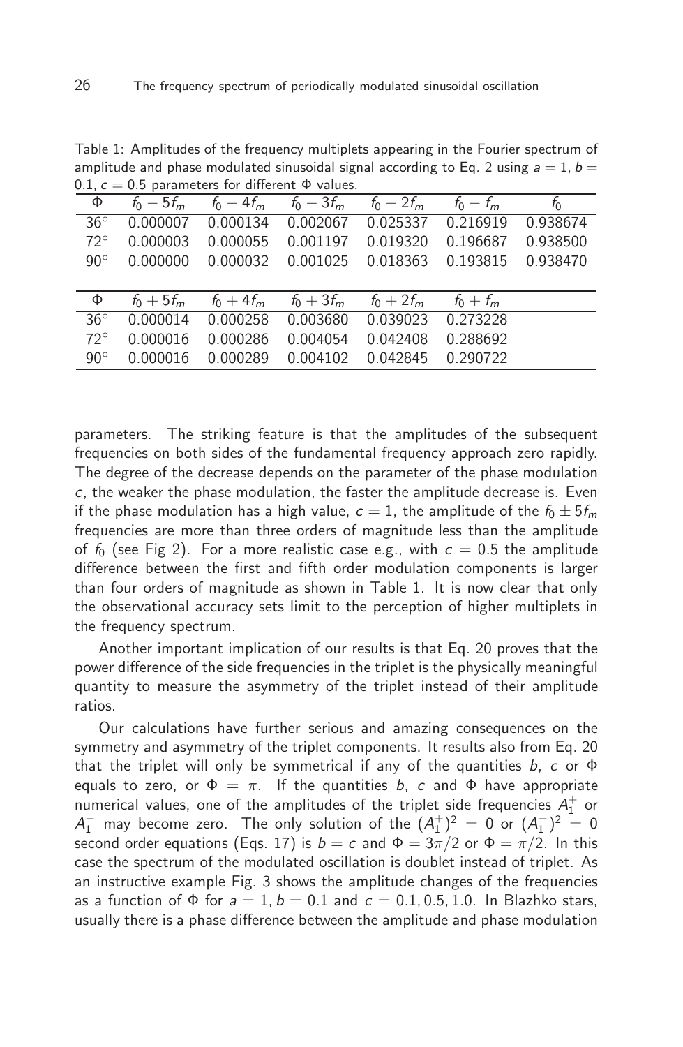Table 1: Amplitudes of the frequency multiplets appearing in the Fourier spectrum of amplitude and phase modulated sinusoidal signal according to Eq. 2 using $a = 1$, $b = 0.1$, $c = 0.5$ parameters for different $\Phi$ values.

| $\Phi$ | $f_0 - 5f_m$ | $f_0 - 4f_m$ | $f_0 - 3f_m$ | $f_0 - 2f_m$ | $f_0 - f_m$ | $f_0$ |
|---|---|---|---|---|---|---|
| 36° | 0.000007 | 0.000134 | 0.002067 | 0.025337 | 0.216919 | 0.938674 |
| 72° | 0.000003 | 0.000055 | 0.001197 | 0.019320 | 0.196687 | 0.938500 |
| 90° | 0.000000 | 0.000032 | 0.001025 | 0.018363 | 0.193815 | 0.938470 |

| $\Phi$ | $f_0 + 5f_m$ | $f_0 + 4f_m$ | $f_0 + 3f_m$ | $f_0 + 2f_m$ | $f_0 + f_m$ |
|---|---|---|---|---|---|
| 36° | 0.000014 | 0.000258 | 0.003680 | 0.039023 | 0.273228 |
| 72° | 0.000016 | 0.000286 | 0.004054 | 0.042408 | 0.288692 |
| 90° | 0.000016 | 0.000289 | 0.004102 | 0.042845 | 0.290722 |

parameters. The striking feature is that the amplitudes of the subsequent frequencies on both sides of the fundamental frequency approach zero rapidly. The degree of the decrease depends on the parameter of the phase modulation $c$, the weaker the phase modulation, the faster the amplitude decrease is. Even if the phase modulation has a high value, $c = 1$, the amplitude of the $f_0 \pm 5f_m$ frequencies are more than three orders of magnitude less than the amplitude of $f_0$ (see Fig 2). For a more realistic case e.g., with $c = 0.5$ the amplitude difference between the first and fifth order modulation components is larger than four orders of magnitude as shown in Table 1. It is now clear that only the observational accuracy sets limit to the perception of higher multiplets in the frequency spectrum.

Another important implication of our results is that Eq. 20 proves that the power difference of the side frequencies in the triplet is the physically meaningful quantity to measure the asymmetry of the triplet instead of their amplitude ratios.

Our calculations have further serious and amazing consequences on the symmetry and asymmetry of the triplet components. It results also from Eq. 20 that the triplet will only be symmetrical if any of the quantities $b$, $c$ or $\Phi$ equals to zero, or $\Phi = \pi$. If the quantities $b$, $c$ and $\Phi$ have appropriate numerical values, one of the amplitudes of the triplet side frequencies $A_1^+$ or $A_1^-$ may become zero. The only solution of the $(A_1^+)^2 = 0$ or $(A_1^-)^2 = 0$ second order equations (Eqs. 17) is $b = c$ and $\Phi = 3\pi/2$ or $\Phi = \pi/2$. In this case the spectrum of the modulated oscillation is doublet instead of triplet. As an instructive example Fig. 3 shows the amplitude changes of the frequencies as a function of $\Phi$ for $a = 1, b = 0.1$ and $c = 0.1, 0.5, 1.0$. In Blazhko stars, usually there is a phase difference between the amplitude and phase modulation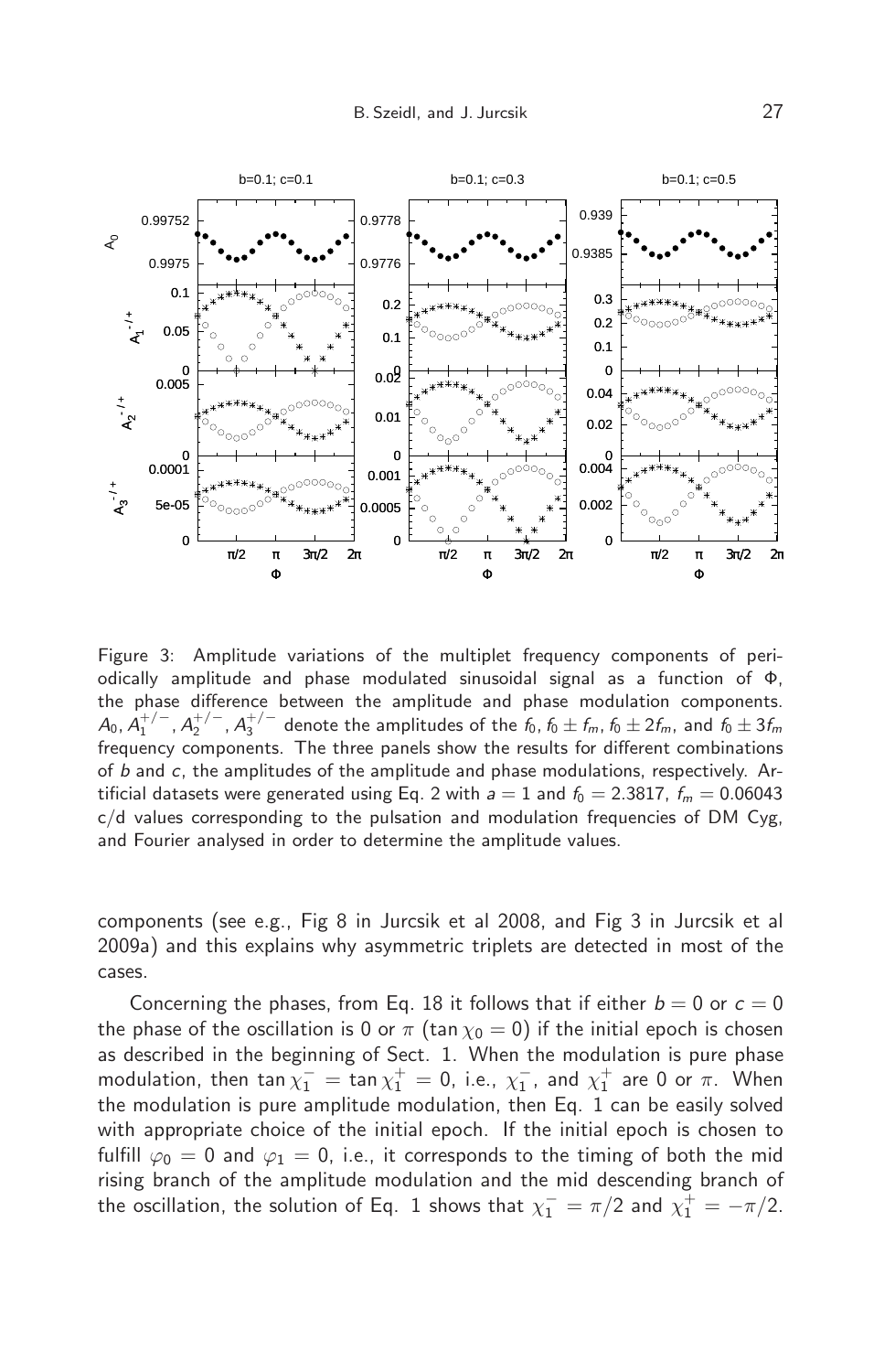Figure 3: Amplitude variations of the multiplet frequency components of periodically amplitude and phase modulated sinusoidal signal as a function of $\Phi$, the phase difference between the amplitude and phase modulation components. $A_0, A_1^{+/-}, A_2^{+/-}, A_3^{+/-}$ denote the amplitudes of the $f_0, f_0 \pm f_m, f_0 \pm 2f_m$, and $f_0 \pm 3f_m$ frequency components. The three panels show the results for different combinations of $b$ and $c$, the amplitudes of the amplitude and phase modulations, respectively. Artificial datasets were generated using Eq. 2 with $a = 1$ and $f_0 = 2.3817$, $f_m = 0.06043$ c/d values corresponding to the pulsation and modulation frequencies of DM Cyg, and Fourier analysed in order to determine the amplitude values.

components (see e.g., Fig 8 in Jurcsik et al 2008, and Fig 3 in Jurcsik et al 2009a) and this explains why asymmetric triplets are detected in most of the cases.

Concerning the phases, from Eq. 18 it follows that if either $b = 0$ or $c = 0$ the phase of the oscillation is 0 or $\pi$ ($\tan \chi_0 = 0$) if the initial epoch is chosen as described in the beginning of Sect. 1. When the modulation is pure phase modulation, then $\tan \chi_1^- = \tan \chi_1^+ = 0$, i.e., $\chi_1^-$, and $\chi_1^+$ are 0 or $\pi$. When the modulation is pure amplitude modulation, then Eq. 1 can be easily solved with appropriate choice of the initial epoch. If the initial epoch is chosen to fulfill $\varphi_0 = 0$ and $\varphi_1 = 0$, i.e., it corresponds to the timing of both the mid rising branch of the amplitude modulation and the mid descending branch of the oscillation, the solution of Eq. 1 shows that $\chi_1^- = \pi/2$ and $\chi_1^+ = -\pi/2$.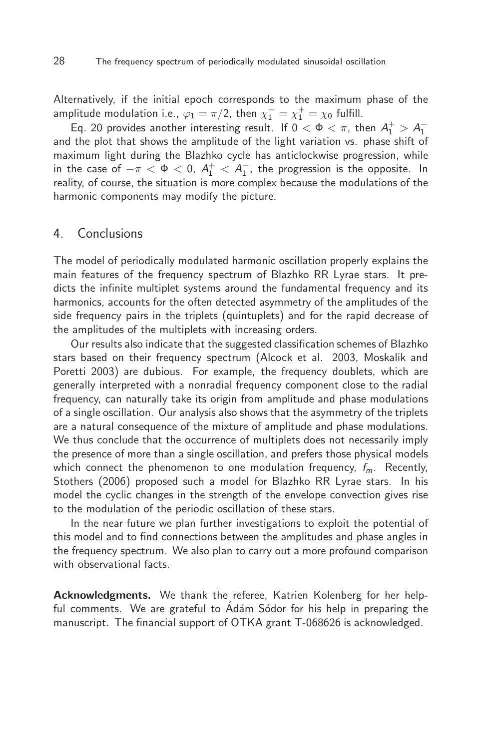Alternatively, if the initial epoch corresponds to the maximum phase of the amplitude modulation i.e., $\varphi_1 = \pi/2$, then $\chi_1^- = \chi_1^+ = \chi_0$ fulfill.

Eq. 20 provides another interesting result. If $0 < \Phi < \pi$, then $A_1^+ > A_1^-$ and the plot that shows the amplitude of the light variation vs. phase shift of maximum light during the Blazhko cycle has anticlockwise progression, while in the case of $-\pi < \Phi < 0$, $A_1^+ < A_1^-$, the progression is the opposite. In reality, of course, the situation is more complex because the modulations of the harmonic components may modify the picture.

## 4. Conclusions

The model of periodically modulated harmonic oscillation properly explains the main features of the frequency spectrum of Blazhko RR Lyrae stars. It predicts the infinite multiplet systems around the fundamental frequency and its harmonics, accounts for the often detected asymmetry of the amplitudes of the side frequency pairs in the triplets (quintuplets) and for the rapid decrease of the amplitudes of the multiplets with increasing orders.

Our results also indicate that the suggested classification schemes of Blazhko stars based on their frequency spectrum (Alcock et al. 2003, Moskalik and Poretti 2003) are dubious. For example, the frequency doublets, which are generally interpreted with a nonradial frequency component close to the radial frequency, can naturally take its origin from amplitude and phase modulations of a single oscillation. Our analysis also shows that the asymmetry of the triplets are a natural consequence of the mixture of amplitude and phase modulations. We thus conclude that the occurrence of multiplets does not necessarily imply the presence of more than a single oscillation, and prefers those physical models which connect the phenomenon to one modulation frequency, $f_m$. Recently, Stothers (2006) proposed such a model for Blazhko RR Lyrae stars. In his model the cyclic changes in the strength of the envelope convection gives rise to the modulation of the periodic oscillation of these stars.

In the near future we plan further investigations to exploit the potential of this model and to find connections between the amplitudes and phase angles in the frequency spectrum. We also plan to carry out a more profound comparison with observational facts.

**Acknowledgments.** We thank the referee, Katrien Kolenberg for her helpful comments. We are grateful to Ádám Sódor for his help in preparing the manuscript. The financial support of OTKA grant T-068626 is acknowledged.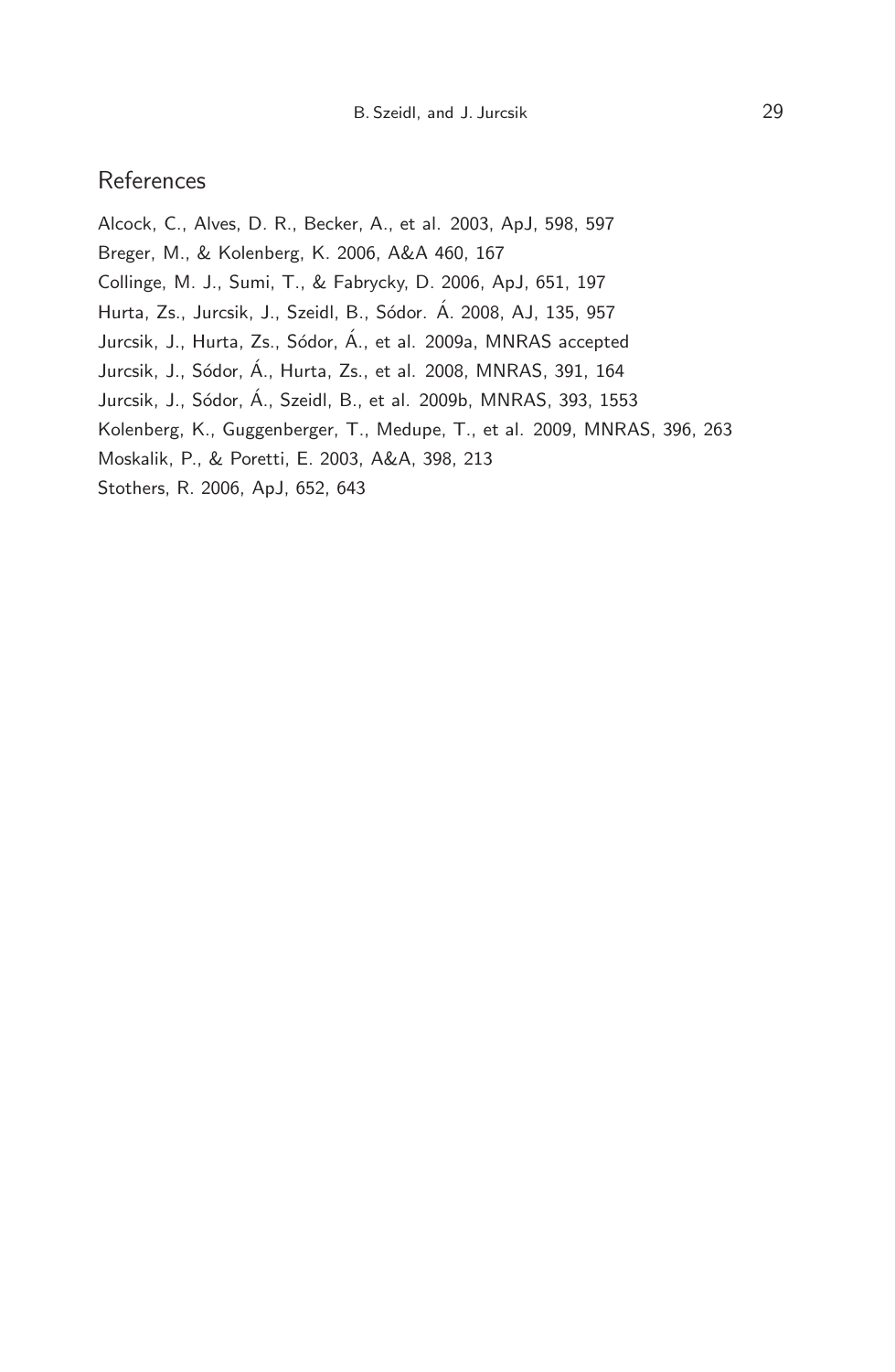## References

Alcock, C., Alves, D. R., Becker, A., et al. 2003, ApJ, 598, 597

Breger, M., & Kolenberg, K. 2006, A&A 460, 167

Collinge, M. J., Sumi, T., & Fabrycky, D. 2006, ApJ, 651, 197

Hurta, Zs., Jurcsik, J., Szeidl, B., Sódor. Á. 2008, AJ, 135, 957

Jurcsik, J., Hurta, Zs., Sódor, Á., et al. 2009a, MNRAS accepted

Jurcsik, J., Sódor, Á., Hurta, Zs., et al. 2008, MNRAS, 391, 164

Jurcsik, J., Sódor, Á., Szeidl, B., et al. 2009b, MNRAS, 393, 1553

Kolenberg, K., Guggenberger, T., Medupe, T., et al. 2009, MNRAS, 396, 263

Moskalik, P., & Poretti, E. 2003, A&A, 398, 213

Stothers, R. 2006, ApJ, 652, 643